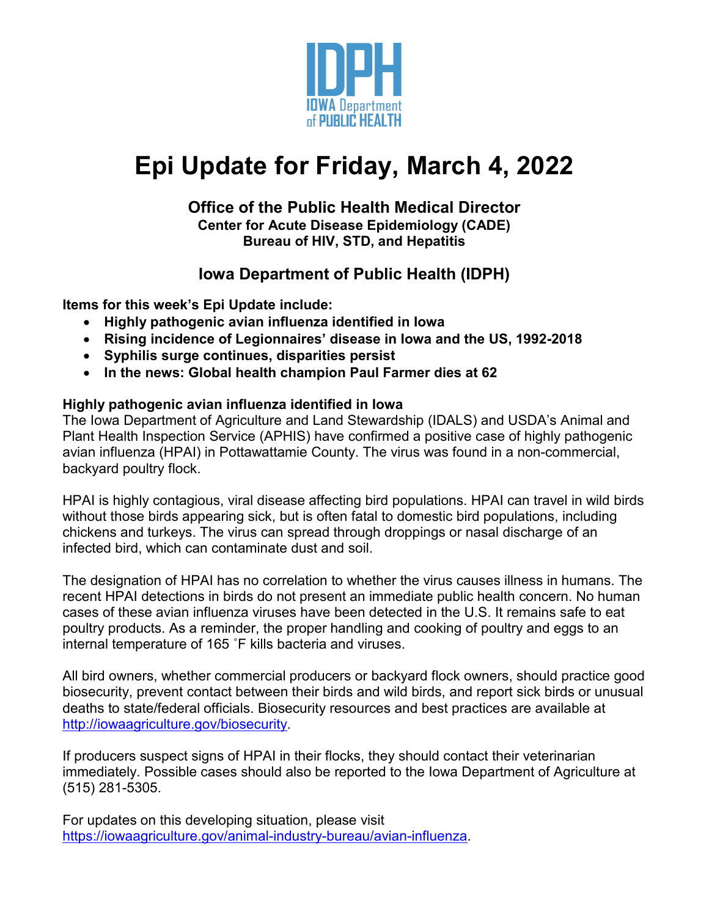# Epi Update for Friday, March 4, 2022

### Office of the Public Health Medical Director

**Center for Acute Disease Epidemiology (CADE)**
**Bureau of HIV, STD, and Hepatitis**

### Iowa Department of Public Health (IDPH)

**Items for this week's Epi Update include:**

- **Highly pathogenic avian influenza identified in Iowa**
- **Rising incidence of Legionnaires' disease in Iowa and the US, 1992-2018**
- **Syphilis surge continues, disparities persist**
- **In the news: Global health champion Paul Farmer dies at 62**

**Highly pathogenic avian influenza identified in Iowa**

The Iowa Department of Agriculture and Land Stewardship (IDALS) and USDA's Animal and Plant Health Inspection Service (APHIS) have confirmed a positive case of highly pathogenic avian influenza (HPAI) in Pottawattamie County. The virus was found in a non-commercial, backyard poultry flock.

HPAI is highly contagious, viral disease affecting bird populations. HPAI can travel in wild birds without those birds appearing sick, but is often fatal to domestic bird populations, including chickens and turkeys. The virus can spread through droppings or nasal discharge of an infected bird, which can contaminate dust and soil.

The designation of HPAI has no correlation to whether the virus causes illness in humans. The recent HPAI detections in birds do not present an immediate public health concern. No human cases of these avian influenza viruses have been detected in the U.S. It remains safe to eat poultry products. As a reminder, the proper handling and cooking of poultry and eggs to an internal temperature of 165 ˚F kills bacteria and viruses.

All bird owners, whether commercial producers or backyard flock owners, should practice good biosecurity, prevent contact between their birds and wild birds, and report sick birds or unusual deaths to state/federal officials. Biosecurity resources and best practices are available at http://iowaagriculture.gov/biosecurity.

If producers suspect signs of HPAI in their flocks, they should contact their veterinarian immediately. Possible cases should also be reported to the Iowa Department of Agriculture at (515) 281-5305.

For updates on this developing situation, please visit https://iowaagriculture.gov/animal-industry-bureau/avian-influenza.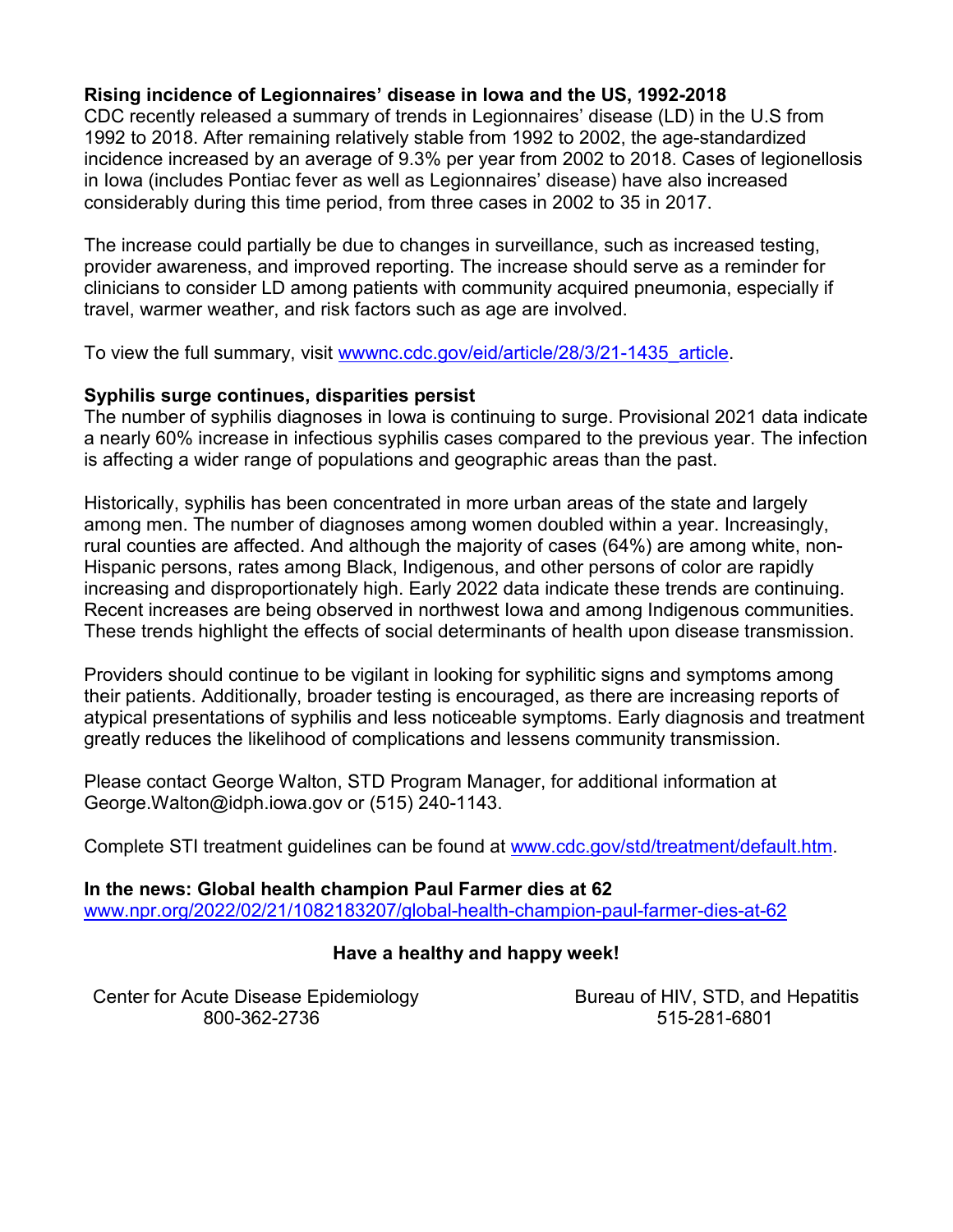**Rising incidence of Legionnaires' disease in Iowa and the US, 1992-2018**

CDC recently released a summary of trends in Legionnaires' disease (LD) in the U.S from 1992 to 2018. After remaining relatively stable from 1992 to 2002, the age-standardized incidence increased by an average of 9.3% per year from 2002 to 2018. Cases of legionellosis in Iowa (includes Pontiac fever as well as Legionnaires' disease) have also increased considerably during this time period, from three cases in 2002 to 35 in 2017.

The increase could partially be due to changes in surveillance, such as increased testing, provider awareness, and improved reporting. The increase should serve as a reminder for clinicians to consider LD among patients with community acquired pneumonia, especially if travel, warmer weather, and risk factors such as age are involved.

To view the full summary, visit wwwnc.cdc.gov/eid/article/28/3/21-1435_article.

**Syphilis surge continues, disparities persist**

The number of syphilis diagnoses in Iowa is continuing to surge. Provisional 2021 data indicate a nearly 60% increase in infectious syphilis cases compared to the previous year. The infection is affecting a wider range of populations and geographic areas than the past.

Historically, syphilis has been concentrated in more urban areas of the state and largely among men. The number of diagnoses among women doubled within a year. Increasingly, rural counties are affected. And although the majority of cases (64%) are among white, non-Hispanic persons, rates among Black, Indigenous, and other persons of color are rapidly increasing and disproportionately high. Early 2022 data indicate these trends are continuing. Recent increases are being observed in northwest Iowa and among Indigenous communities. These trends highlight the effects of social determinants of health upon disease transmission.

Providers should continue to be vigilant in looking for syphilitic signs and symptoms among their patients. Additionally, broader testing is encouraged, as there are increasing reports of atypical presentations of syphilis and less noticeable symptoms. Early diagnosis and treatment greatly reduces the likelihood of complications and lessens community transmission.

Please contact George Walton, STD Program Manager, for additional information at George.Walton@idph.iowa.gov or (515) 240-1143.

Complete STI treatment guidelines can be found at www.cdc.gov/std/treatment/default.htm.

**In the news: Global health champion Paul Farmer dies at 62**

www.npr.org/2022/02/21/1082183207/global-health-champion-paul-farmer-dies-at-62

**Have a healthy and happy week!**

Center for Acute Disease Epidemiology
800-362-2736

Bureau of HIV, STD, and Hepatitis
515-281-6801